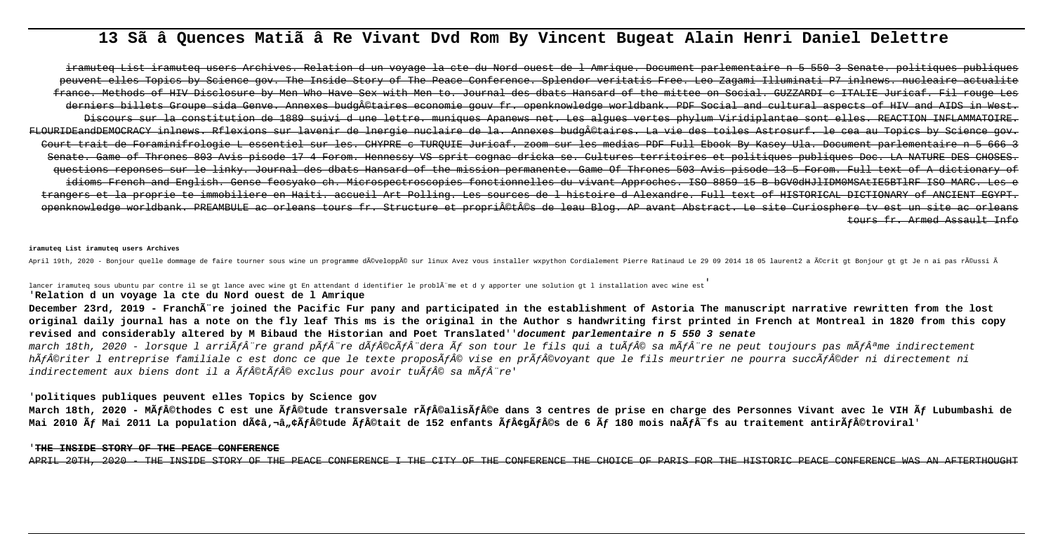# 13 Sã â Quences Matiã â Re Vivant Dvd Rom By Vincent Bugeat Alain Henri Daniel Delettre

iramuteq List iramuteq users Archives. Relation d un voyage la cte du Nord ouest de l Amrique. Document parlementaire n 5 550 3 Senate. politiques publiques peuvent elles Topics by Science gov. The Inside Story of The Peace Conference. Splendor veritatis Free. Leo Zagami Illuminati P7 inlnews. nucleaire actualite france. Methods of HIV Disclosure by Men Who Have Sex with Men to. Journal des dbats Hansard of the mittee on Social. GUZZARDI c ITALIE Juricaf. Fil rouge Les derniers billets Groupe sida Genve. Annexes budgÃ©taires economie gouv fr. openknowledge worldbank. PDF Social and cultural aspects of HIV and AIDS in West. Discours sur la constitution de 1889 suivi d une lettre. muniques Apanews net. Les algues vertes phylum Viridiplantae sont elles. REACTION INFLAMMATOIRE. FLOURIDEandDEMOCRACY inlnews. Rflexions sur lavenir de lnergie nucleaire de la. Annexes budgÃ©taires. La vie des toiles Astrosurf. le cea au Topics by Science gov. Court trait de Foraminifrologie L essentiel sur les. CHYPRE c TURQUIE Juricaf. zoom sur les medias PDF Full Ebook By Kasey Ula. Document parlementaire n 5 666 3 Senate. Game of Thrones 803 Avis pisode 17 4 Forom. Hennessy VS sprit cognac dricka se. Cultures territoires et politiques publiques Doc. LA NATURE DES CHOSES. questions reponses sur le linky. Journal des dbats Hansard of the mission permanente. Game Of Thrones 503 Avis pisode 13 5 Forom. Full text of A dictionary of idioms French and English. Gense feosyako ch. Microspectroscopies fonctionnelles du vivant Approches. ISO 8859 15 B bGV0dHJlIDM0MSAtIE5BTlRF ISO MARC. Les e trangers et la proprie te immobiliere en Haiti. accueil Art Polling. Les sources de l histoire d Alexandre. Full text of HISTORICAL DICTIONARY of ANCIENT EGYPT. openknowledge worldbank. PREAMBULE ac orleans tours fr. Structure et propriÃ©tÃ©s de leau Blog. AP avant Abstract. Le site Curiosphere tv est un site ac orleans tours fr. Armed Assault Info

**iramuteq List iramuteq users Archives**

April 19th, 2020 - Bonjour quelle dommage de faire tourner sous wine un programme dÃ©veloppÃ© sur linux Avez vous installer wxpython Cordialement Pierre Ratinaud Le 29 09 2014 18 05 laurent2 a Ã©crit gt Bonjour gt gt Je n ai pas rÃ©ussi Ã lancer iramuteq sous ubuntu par contre il se gt lance avec wine gt En attendant d identifier le problÃ¨me et d y apporter une solution gt l installation avec wine est'

'**Relation d un voyage la cte du Nord ouest de l Amrique**

**December 23rd, 2019 - FranchÃ¨re joined the Pacific Fur pany and participated in the establishment of Astoria The manuscript narrative rewritten from the lost original daily journal has a note on the fly leaf This ms is the original in the Author s handwriting first printed in French at Montreal in 1820 from this copy revised and considerably altered by M Bibaud the Historian and Poet Translated**''***document parlementaire n 5 550 3 senate***

*march 18th, 2020 - lorsque l arriÃƒÂ¨re grand pÃƒÂ¨re dÃƒÂ©cÃƒÂ¨dera Ãƒ son tour le fils qui a tuÃƒÂ© sa mÃƒÂ¨re ne peut toujours pas mÃƒÂªme indirectement hÃƒÂ©riter l entreprise familiale c est donc ce que le texte proposÃƒÂ© vise en prÃƒÂ©voyant que le fils meurtrier ne pourra succÃƒÂ©der ni directement ni indirectement aux biens dont il a ÃƒÂ©tÃƒÂ© exclus pour avoir tuÃƒÂ© sa mÃƒÂ¨re*'

'**politiques publiques peuvent elles Topics by Science gov**

**March 18th, 2020 - MÃƒÂ©thodes C est une ÃƒÂ©tude transversale rÃƒÂ©alisÃƒÂ©e dans 3 centres de prise en charge des Personnes Vivant avec le VIH Ãƒ Lubumbashi de Mai 2010 Ãƒ Mai 2011 La population dÃ¢â‚¬â„¢ÃƒÂ©tude ÃƒÂ©tait de 152 enfants ÃƒÂ¢gÃƒÂ©s de 6 Ãƒ 180 mois naÃƒÂ¯fs au traitement antirÃƒÂ©troviral**'

'**THE INSIDE STORY OF THE PEACE CONFERENCE**

APRIL 20TH, 2020 - THE INSIDE STORY OF THE PEACE CONFERENCE I THE CITY OF THE CONFERENCE THE CHOICE OF PARIS FOR THE HISTORIC PEACE CONFERENCE WAS AN AFTERTHOUGHT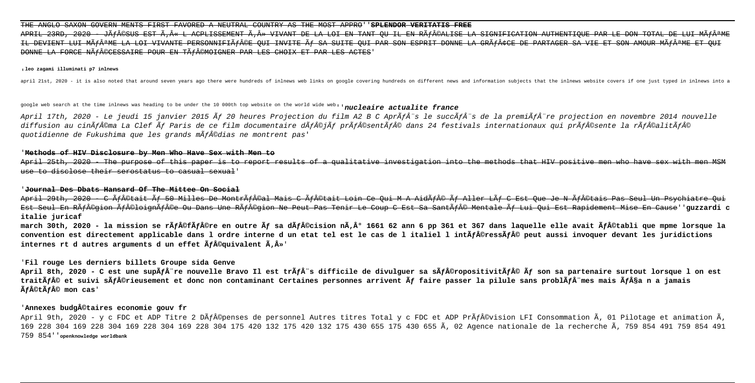THE ANGLO SAXON GOVERN MENTS FIRST FAVORED A NEUTRAL COUNTRY AS THE MOST APPRO''**SPLENDOR VERITATIS FREE**

APRIL 23RD, 2020 - JÃƒÂ©SUS EST Ã‚Â« L ACPLISSEMENT Ã‚Â» VIVANT DE LA LOI EN TANT QU IL EN RÃƒÂ©ALISE LA SIGNIFICATION AUTHENTIQUE PAR LE DON TOTAL DE LUI MÃƒÂªME IL DEVIENT LUI MÃƒÂªME LA LOI VIVANTE PERSONNIFIÃƒÂ©E QUI INVITE Ãƒ SA SUITE QUI PAR SON ESPRIT DONNE LA GRÃƒÂ¢CE DE PARTAGER SA VIE ET SON AMOUR MÃƒÂªME ET QUI DONNE LA FORCE NÃƒÂ©CESSAIRE POUR EN TÃƒÂ©MOIGNER PAR LES CHOIX ET PAR LES ACTES'

'**leo zagami illuminati p7 inlnews**

april 21st, 2020 - it is also noted that around seven years ago there were hundreds of inlnews web links on google covering hundreds on different news and information subjects that the inlnews website covers if one just typed in inlnews into a google web search at the time inlnews was heading to be under the 10 000th top website on the world wide web''***nucleaire actualite france***

*April 17th, 2020 - Le jeudi 15 janvier 2015 Ãƒ 20 heures Projection du film A2 B C AprÃƒÂ¨s le succÃƒÂ¨s de la premiÃƒÂ¨re projection en novembre 2014 nouvelle diffusion au cinÃƒÂ©ma La Clef Ãƒ Paris de ce film documentaire dÃƒÂ©jÃƒ prÃƒÂ©sentÃƒÂ© dans 24 festivals internationaux qui prÃƒÂ©sente la rÃƒÂ©alitÃƒÂ© quotidienne de Fukushima que les grands mÃƒÂ©dias ne montrent pas'*

'**Methods of HIV Disclosure by Men Who Have Sex with Men to**

April 25th, 2020 - The purpose of this paper is to report results of a qualitative investigation into the methods that HIV positive men who have sex with men MSM use to disclose their serostatus to casual sexual'

'**Journal Des Dbats Hansard Of The Mittee On Social**

April 29th, 2020 - C ÃƒÂ©tait Ãƒ 50 Milles De MontrÃƒÂ©al Mais C ÃƒÂ©tait Loin Ce Qui M A AidÃƒÂ© Ãƒ Aller LÃƒ C Est Que Je N ÃƒÂ©tais Pas Seul Un Psychiatre Qui Est Seul En RÃƒÂ©gion ÃƒÂ©loignÃƒÂ©e Ou Dans Une RÃƒÂ©gion Ne Peut Pas Tenir Le Coup C Est Sa SantÃƒÂ© Mentale Ãƒ Lui Qui Est Rapidement Mise En Cause''**guzzardi c italie juricaf**

**march 30th, 2020 - la mission se rÃƒÂ©fÃƒÂ©re en outre Ãƒ sa dÃƒÂ©cision nÃ‚Â° 1661 62 ann 6 pp 361 et 367 dans laquelle elle avait ÃƒÂ©tabli que mpme lorsque la convention est directement applicable dans l ordre interne d un etat tel est le cas de l italiel l intÃƒÂ©ressÃƒÂ© peut aussi invoquer devant les juridictions internes rt d autres arguments d un effet ÃƒÂ©quivalent Ã‚Â»**'

'**Fil rouge Les derniers billets Groupe sida Genve**

**April 8th, 2020 - C est une supÃƒÂ¨re nouvelle Bravo Il est trÃƒÂ¨s difficile de divulguer sa sÃƒÂ©ropositivitÃƒÂ© Ãƒ son sa partenaire surtout lorsque l on est traitÃƒÂ© et suivi sÃƒÂ©rieusement et donc non contaminant Certaines personnes arrivent Ãƒ faire passer la pilule sans problÃƒÂ¨mes mais ÃƒÂ§a n a jamais ÃƒÂ©tÃƒÂ© mon cas**'

'**Annexes budgÃ©taires economie gouv fr**

April 9th, 2020 - y c FDC et ADP Titre 2 DÃƒÂ©penses de personnel Autres titres Total y c FDC et ADP PrÃƒÂ©vision LFI Consommation Ã‚ 01 Pilotage et animation Ã‚ 169 228 304 169 228 304 169 228 304 169 228 304 175 420 132 175 420 132 175 430 655 175 430 655 Ã‚ 02 Agence nationale de la recherche Ã‚ 759 854 491 759 854 491 759 854''**openknowledge worldbank**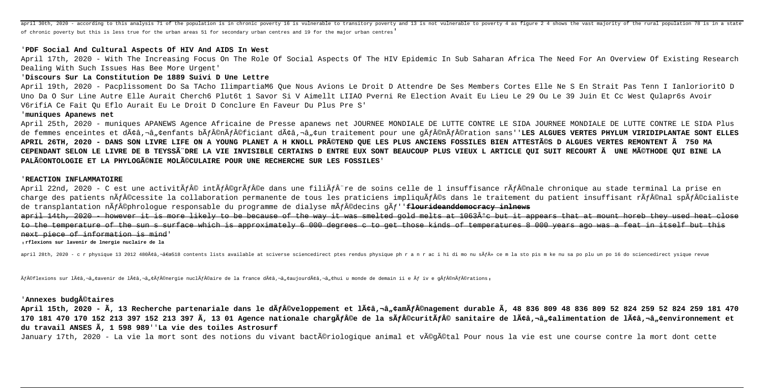april 30th, 2020 - according to this analysis 71 of the population is in chronic poverty 16 is vulnerable to transitory poverty and 13 is not vulnerable to poverty 4 as figure 2 4 shows the vast majority of the rural population 78 is in a state of chronic poverty but this is less true for the urban areas 51 for secondary urban centres and 19 for the major urban centres'

'**PDF Social And Cultural Aspects Of HIV And AIDS In West**

April 17th, 2020 - With The Increasing Focus On The Role Of Social Aspects Of The HIV Epidemic In Sub Saharan Africa The Need For An Overview Of Existing Research Dealing With Such Issues Has Bee More Urgent'

'**Discours Sur La Constitution De 1889 Suivi D Une Lettre**

April 19th, 2020 - Pacplissoment Do Sa TAcho IlimpartiaM6 Que Nous Avions Le Droit D Attendre De Ses Members Cortes Elle Ne S En Strait Pas Tenn I IanloriorltO D Uno Da O Sur Line Autre Elle Aurait Cherch6 Plut6t 1 Savor Si V Aimellt LIIAO Pverni Re Election Avait Eu Lieu Le 29 Ou Le 39 Juin Et Cc West Qulapr6s Avoir V6rifiA Ce Fait Qu Eflo Aurait Eu Le Droit D Conclure En Faveur Du Plus Pre S'

'**muniques Apanews net**

April 25th, 2020 - muniques APANEWS Agence Africaine de Presse apanews net JOURNEE MONDIALE DE LUTTE CONTRE LE SIDA JOURNEE MONDIALE DE LUTTE CONTRE LE SIDA Plus de femmes enceintes et dâ€™enfants bÃƒÂ©nÃƒÂ©ficiant dâ€™un traitement pour une gÃƒÂ©nÃƒÂ©ration sans''**LES ALGUES VERTES PHYLUM VIRIDIPLANTAE SONT ELLES APRIL 26TH, 2020 - DANS SON LIVRE LIFE ON A YOUNG PLANET A H KNOLL PRÃ©TEND QUE LES PLUS ANCIENS FOSSILES BIEN ATTESTÃ©S D ALGUES VERTES REMONTENT Ã 750 MA CEPENDANT SELON LE LIVRE DE B TEYSSÃ¨DRE LA VIE INVISIBLE CERTAINS D ENTRE EUX SONT BEAUCOUP PLUS VIEUX L ARTICLE QUI SUIT RECOURT Ã UNE MÃ©THODE QUI BINE LA PALÃ©ONTOLOGIE ET LA PHYLOGÃ©NIE MOLÃ©CULAIRE POUR UNE RECHERCHE SUR LES FOSSILES**'

'**REACTION INFLAMMATOIRE**

April 22nd, 2020 - C est une activitÃƒÂ© intÃƒÂ©grÃƒÂ©e dans une filiÃƒÂ¨re de soins celle de l insuffisance rÃƒÂ©nale chronique au stade terminal La prise en charge des patients nÃƒÂ©cessite la collaboration permanente de tous les praticiens impliquÃƒÂ©s dans le traitement du patient insuffisant rÃƒÂ©nal spÃƒÂ©cialiste de transplantation nÃƒÂ©phrologue responsable du programme de dialyse mÃƒÂ©decins gÃƒ''**flourideanddemocracy inlnews**

april 14th, 2020 - however it is more likely to be because of the way it was smelted gold melts at 1063Â°c but it appears that at mount horeb they used heat close to the temperature of the sun s surface which is approximately 6 000 degrees c to get those kinds of temperatures 8 000 years ago was a feat in itself but this next piece of information is mind'

'**rflexions sur lavenir de lnergie nuclaire de la**

april 28th, 2020 - c r physique 13 2012 480â€"518 contents lists available at sciverse sciencedirect ptes rendus physique ph r a n r ac i hi di mo nu sÃƒÂ» ce m la sto pis m ke nu sa po plu un po 16 do sciencedirect ysique revue

rÃƒÂ©flexions sur lâ€™avenir de lâ€™ÃƒÂ©nergie nuclÃƒÂ©aire de la france dâ€™aujourdâ€™hui u monde de demain ii e Ãƒ iv e gÃƒÂ©nÃƒÂ©rations'

'**Annexes budgÃ©taires**

**April 15th, 2020 - Ã‚ 13 Recherche partenariale dans le dÃƒÂ©veloppement et lâ€™amÃƒÂ©nagement durable Ã‚ 48 836 809 48 836 809 52 824 259 52 824 259 181 470 170 181 470 170 152 213 397 152 213 397 Ã‚ 13 01 Agence nationale chargÃƒÂ©e de la sÃƒÂ©curitÃƒÂ© sanitaire de lâ€™alimentation de lâ€™environnement et du travail ANSES Ã‚ 1 598 989**''**La vie des toiles Astrosurf**

January 17th, 2020 - La vie la mort sont des notions du vivant bactÃ©riologique animal et vÃ©gÃ©tal Pour nous la vie est une course contre la mort dont cette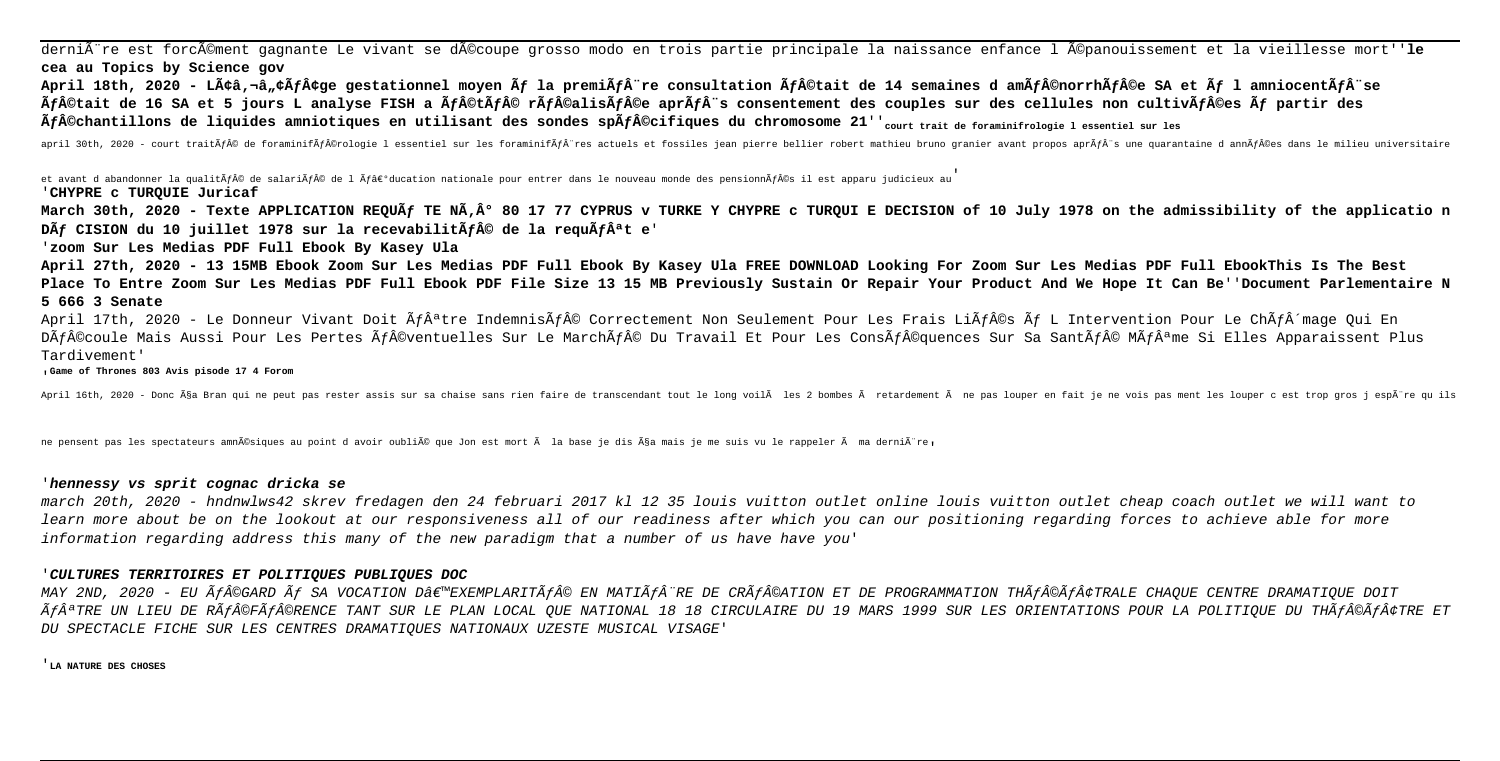dernière est forcément gagnante Le vivant se découpe grosso modo en trois partie principale la naissance enfance l épanouissement et la vieillesse mort''**le cea au Topics by Science gov**

**April 18th, 2020 - Lâ€â„¢Ãƒâ¢ge gestationnel moyen Ãƒ la premiÃƒÂ¨re consultation Ãƒ©tait de 14 semaines d amÃƒ©norrhÃƒ©e SA et Ãƒ l amniocentÃƒÂ¨se Ãƒ©tait de 16 SA et 5 jours L analyse FISH a Ãƒ©tÃƒ© rÃƒ©alisÃƒ©e aprÃƒÂ¨s consentement des couples sur des cellules non cultivÃƒ©es Ãƒ partir des Ãƒ©chantillons de liquides amniotiques en utilisant des sondes spÃƒ©cifiques du chromosome 21''**court trait de foraminifrologie l essentiel sur les

april 30th, 2020 - court traitÃƒ© de foraminifÃƒ©rologie l essentiel sur les foraminifÃƒÂ¨res actuels et fossiles jean pierre bellier robert mathieu bruno granier avant propos aprÃƒÂ¨s une quarantaine d annÃƒ©es dans le milieu universitaire et avant d abandonner la qualitÃƒ© de salariÃƒ© de l Ãƒâ€°ducation nationale pour entrer dans le nouveau monde des pensionnÃƒ©s il est apparu judicieux au'

'**CHYPRE c TURQUIE Juricaf**

**March 30th, 2020 - Texte APPLICATION REQUÃƒ TE NÃ‚° 80 17 77 CYPRUS v TURKE Y CHYPRE c TURQUI E DECISION of 10 July 1978 on the admissibility of the applicatio n DÃƒ CISION du 10 juillet 1978 sur la recevabilitÃƒ© de la requÃƒÂªt e**'

'**zoom Sur Les Medias PDF Full Ebook By Kasey Ula**

**April 27th, 2020 - 13 15MB Ebook Zoom Sur Les Medias PDF Full Ebook By Kasey Ula FREE DOWNLOAD Looking For Zoom Sur Les Medias PDF Full EbookThis Is The Best Place To Entre Zoom Sur Les Medias PDF Full Ebook PDF File Size 13 15 MB Previously Sustain Or Repair Your Product And We Hope It Can Be''Document Parlementaire N 5 666 3 Senate**

April 17th, 2020 - Le Donneur Vivant Doit ÃƒÂªtre IndemnisÃƒ© Correctement Non Seulement Pour Les Frais LiÃƒ©s Ãƒ L Intervention Pour Le ChÃƒÂ´mage Qui En DÃƒ©coule Mais Aussi Pour Les Pertes Ãƒ©ventuelles Sur Le MarchÃƒ© Du Travail Et Pour Les ConsÃƒ©quences Sur Sa SantÃƒ© MÃƒÂªme Si Elles Apparaissent Plus Tardivement'

'**Game of Thrones 803 Avis pisode 17 4 Forom**

April 16th, 2020 - Donc Ã§a Bran qui ne peut pas rester assis sur sa chaise sans rien faire de transcendant tout le long voilÃ les 2 bombes Ã retardement Ã ne pas louper en fait je ne vois pas ment les louper c est trop gros j espÃ¨re qu ils ne pensent pas les spectateurs amnésiques au point d avoir oublié que Jon est mort Ã la base je dis Ã§a mais je me suis vu le rappeler Ã ma derniÃ¨re'

'**hennessy vs sprit cognac dricka se**

*march 20th, 2020 - hndnwlws42 skrev fredagen den 24 februari 2017 kl 12 35 louis vuitton outlet online louis vuitton outlet cheap coach outlet we will want to learn more about be on the lookout at our responsiveness all of our readiness after which you can our positioning regarding forces to achieve able for more information regarding address this many of the new paradigm that a number of us have have you*'

'***CULTURES TERRITOIRES ET POLITIQUES PUBLIQUES DOC***

*MAY 2ND, 2020 - EU ÃƒÉGARD Ãƒ SA VOCATION Dâ€™EXEMPLARITÃƒ© EN MATIÃƒÂ¨RE DE CRÃƒ©ATION ET DE PROGRAMMATION THÃƒ©Ãƒâ¢TRALE CHAQUE CENTRE DRAMATIQUE DOIT ÃƒÂªTRE UN LIEU DE RÃƒ©FÃƒ©RENCE TANT SUR LE PLAN LOCAL QUE NATIONAL 18 18 CIRCULAIRE DU 19 MARS 1999 SUR LES ORIENTATIONS POUR LA POLITIQUE DU THÃƒ©Ãƒâ¢TRE ET DU SPECTACLE FICHE SUR LES CENTRES DRAMATIQUES NATIONAUX UZESTE MUSICAL VISAGE*'

'**LA NATURE DES CHOSES**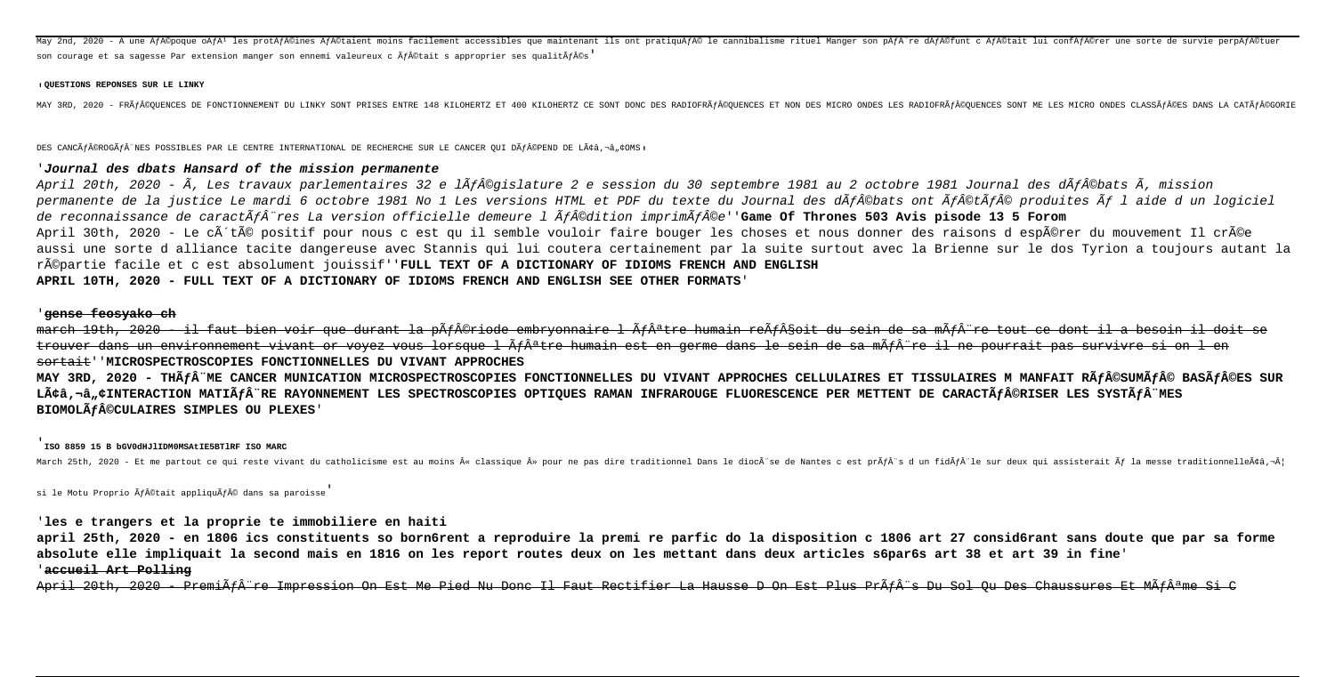May 2nd, 2020 - A une Ã©poque oÃ¹ les protÃ©ines Ã©taient moins facilement accessibles que maintenant ils ont pratiquÃ© le cannibalisme rituel Manger son pÃ¨re dÃ©funt c Ã©tait lui confÃ©rer une sorte de survie perpÃ©tuer son courage et sa sagesse Par extension manger son ennemi valeureux c Ã©tait s approprier ses qualitÃ©s'

'**QUESTIONS REPONSES SUR LE LINKY**

MAY 3RD, 2020 - FRÃ©QUENCES DE FONCTIONNEMENT DU LINKY SONT PRISES ENTRE 148 KILOHERTZ ET 400 KILOHERTZ CE SONT DONC DES RADIOFRÃ©QUENCES ET NON DES MICRO ONDES LES RADIOFRÃ©QUENCES SONT ME LES MICRO ONDES CLASSÃ©ES DANS LA CATÃ©GORIE DES CANCÃ©ROGÃ¨NES POSSIBLES PAR LE CENTRE INTERNATIONAL DE RECHERCHE SUR LE CANCER QUI DÃ©PEND DE LÃ¢â‚¬â„¢OMS'

'***Journal des dbats Hansard of the mission permanente***

*April 20th, 2020 - Ã, Les travaux parlementaires 32 e lÃ©gislature 2 e session du 30 septembre 1981 au 2 octobre 1981 Journal des dÃ©bats Ã, mission permanente de la justice Le mardi 6 octobre 1981 No 1 Les versions HTML et PDF du texte du Journal des dÃ©bats ont Ã©tÃ© produites Ã l aide d un logiciel de reconnaissance de caractÃ¨res La version officielle demeure l Ã©dition imprimÃ©e*''**Game Of Thrones 503 Avis pisode 13 5 Forom**

April 30th, 2020 - Le cÃ´tÃ© positif pour nous c est qu il semble vouloir faire bouger les choses et nous donner des raisons d espÃ©rer du mouvement Il crÃ©e aussi une sorte d alliance tacite dangereuse avec Stannis qui lui coutera certainement par la suite surtout avec la Brienne sur le dos Tyrion a toujours autant la rÃ©partie facile et c est absolument jouissif''**FULL TEXT OF A DICTIONARY OF IDIOMS FRENCH AND ENGLISH**

**APRIL 10TH, 2020 - FULL TEXT OF A DICTIONARY OF IDIOMS FRENCH AND ENGLISH SEE OTHER FORMATS**'

'**gense feosyako ch**

march 19th, 2020 - il faut bien voir que durant la pÃ©riode embryonnaire l Ãªtre humain reÃ§oit du sein de sa mÃ¨re tout ce dont il a besoin il doit se trouver dans un environnement vivant or voyez vous lorsque l Ãªtre humain est en germe dans le sein de sa mÃ¨re il ne pourrait pas survivre si on l en sortait''**MICROSPECTROSCOPIES FONCTIONNELLES DU VIVANT APPROCHES**

**MAY 3RD, 2020 - THÃ¨ME CANCER MUNICATION MICROSPECTROSCOPIES FONCTIONNELLES DU VIVANT APPROCHES CELLULAIRES ET TISSULAIRES M MANFAIT RÃ©SUMÃ© BASÃ©ES SUR LÃ¢â‚¬â„¢INTERACTION MATIÃ¨RE RAYONNEMENT LES SPECTROSCOPIES OPTIQUES RAMAN INFRAROUGE FLUORESCENCE PER METTENT DE CARACTÃ©RISER LES SYSTÃ¨MES BIOMOLÃ©CULAIRES SIMPLES OU PLEXES**'

'**ISO 8859 15 B bGV0dHJlIDM0MSAtIE5BTlRF ISO MARC**

March 25th, 2020 - Et me partout ce qui reste vivant du catholicisme est au moins Â« classique Â» pour ne pas dire traditionnel Dans le diocÃ¨se de Nantes c est prÃ¨s d un fidÃ¨le sur deux qui assisterait Ã la messe traditionnelleÃ¢â‚¬Â¦ si le Motu Proprio Ã©tait appliquÃ© dans sa paroisse'

'**les e trangers et la proprie te immobiliere en haiti**

**april 25th, 2020 - en 1806 ics constituents so born6rent a reproduire la premi re parfic do la disposition c 1806 art 27 consid6rant sans doute que par sa forme absolute elle impliquait la second mais en 1816 on les report routes deux on les mettant dans deux articles s6par6s art 38 et art 39 in fine**'

'**accueil Art Polling**

April 20th, 2020 - PremiÃ¨re Impression On Est Me Pied Nu Donc Il Faut Rectifier La Hausse D On Est Plus PrÃ¨s Du Sol Qu Des Chaussures Et MÃªme Si C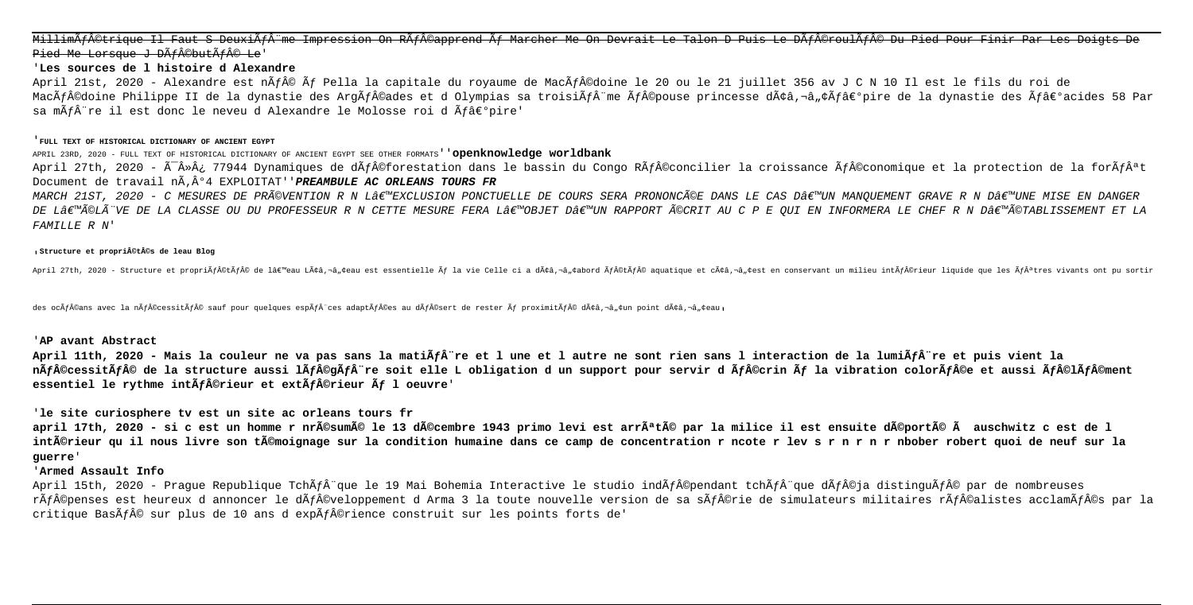MillimÃƒÂ©trique Il Faut S DeuxiÃƒÂ¨me Impression On RÃƒÂ©apprend Ãƒ Marcher Me On Devrait Le Talon D Puis Le DÃƒÂ©roulÃƒÂ© Du Pied Pour Finir Par Les Doigts De Pied Me Lorsque J DÃƒÂ©butÃƒÂ© Le'

'**Les sources de l histoire d Alexandre**

April 21st, 2020 - Alexandre est nÃƒÂ© Ãƒ Pella la capitale du royaume de MacÃƒÂ©doine le 20 ou le 21 juillet 356 av J C N 10 Il est le fils du roi de MacÃƒÂ©doine Philippe II de la dynastie des ArgÃƒÂ©ades et d Olympias sa troisiÃƒÂ¨me ÃƒÂ©pouse princesse dâ€™Ãƒâ€°pire de la dynastie des Ãƒâ€°acides 58 Par sa mÃƒÂ¨re il est donc le neveu d Alexandre le Molosse roi d Ãƒâ€°pire'

'**FULL TEXT OF HISTORICAL DICTIONARY OF ANCIENT EGYPT**

APRIL 23RD, 2020 - FULL TEXT OF HISTORICAL DICTIONARY OF ANCIENT EGYPT SEE OTHER FORMATS''**openknowledge worldbank**

April 27th, 2020 - Ã¯Â»Â¿ 77944 Dynamiques de dÃƒÂ©forestation dans le bassin du Congo RÃƒÂ©concilier la croissance ÃƒÂ©conomique et la protection de la forÃƒÂªt Document de travail nÃ‚Â°4 EXPLOITAT''***PREAMBULE AC ORLEANS TOURS FR***

*MARCH 21ST, 2020 - C MESURES DE PRÃ©VENTION R N Lâ€™EXCLUSION PONCTUELLE DE COURS SERA PRONONCÃ©E DANS LE CAS Dâ€™UN MANQUEMENT GRAVE R N Dâ€™UNE MISE EN DANGER DE Lâ€™Ã©LÃ¨VE DE LA CLASSE OU DU PROFESSEUR R N CETTE MESURE FERA Lâ€™OBJET Dâ€™UN RAPPORT Ã©CRIT AU C P E QUI EN INFORMERA LE CHEF R N Dâ€™Ã©TABLISSEMENT ET LA FAMILLE R N*'

'**Structure et propriÃ©tÃ©s de leau Blog**

April 27th, 2020 - Structure et propriÃƒÂ©tÃƒÂ© de lâ€™eau Lâ€™eau est essentielle Ãƒ la vie Celle ci a dâ€™abord ÃƒÂ©tÃƒÂ© aquatique et câ€™est en conservant un milieu intÃƒÂ©rieur liquide que les ÃƒÂªtres vivants ont pu sortir des ocÃƒÂ©ans avec la nÃƒÂ©cessitÃƒÂ© sauf pour quelques espÃƒÂ¨ces adaptÃƒÂ©es au dÃƒÂ©sert de rester Ãƒ proximitÃƒÂ© dâ€™un point dâ€™eau'

'**AP avant Abstract**

**April 11th, 2020 - Mais la couleur ne va pas sans la matiÃƒÂ¨re et l une et l autre ne sont rien sans l interaction de la lumiÃƒÂ¨re et puis vient la nÃƒÂ©cessitÃƒÂ© de la structure aussi lÃƒÂ©gÃƒÂ¨re soit elle L obligation d un support pour servir d ÃƒÂ©crin Ãƒ la vibration colorÃƒÂ©e et aussi ÃƒÂ©lÃƒÂ©ment essentiel le rythme intÃƒÂ©rieur et extÃƒÂ©rieur Ãƒ l oeuvre**'

'**le site curiosphere tv est un site ac orleans tours fr**

**april 17th, 2020 - si c est un homme r nrÃ©sumÃ© le 13 dÃ©cembre 1943 primo levi est arrÃªtÃ© par la milice il est ensuite dÃ©portÃ© Ã auschwitz c est de l intÃ©rieur qu il nous livre son tÃ©moignage sur la condition humaine dans ce camp de concentration r ncote r lev s r n r n r nbober robert quoi de neuf sur la guerre**'

'**Armed Assault Info**

April 15th, 2020 - Prague Republique TchÃƒÂ¨que le 19 Mai Bohemia Interactive le studio indÃƒÂ©pendant tchÃƒÂ¨que dÃƒÂ©ja distinguÃƒÂ© par de nombreuses rÃƒÂ©penses est heureux d annoncer le dÃƒÂ©veloppement d Arma 3 la toute nouvelle version de sa sÃƒÂ©rie de simulateurs militaires rÃƒÂ©alistes acclamÃƒÂ©s par la critique BasÃƒÂ© sur plus de 10 ans d expÃƒÂ©rience construit sur les points forts de'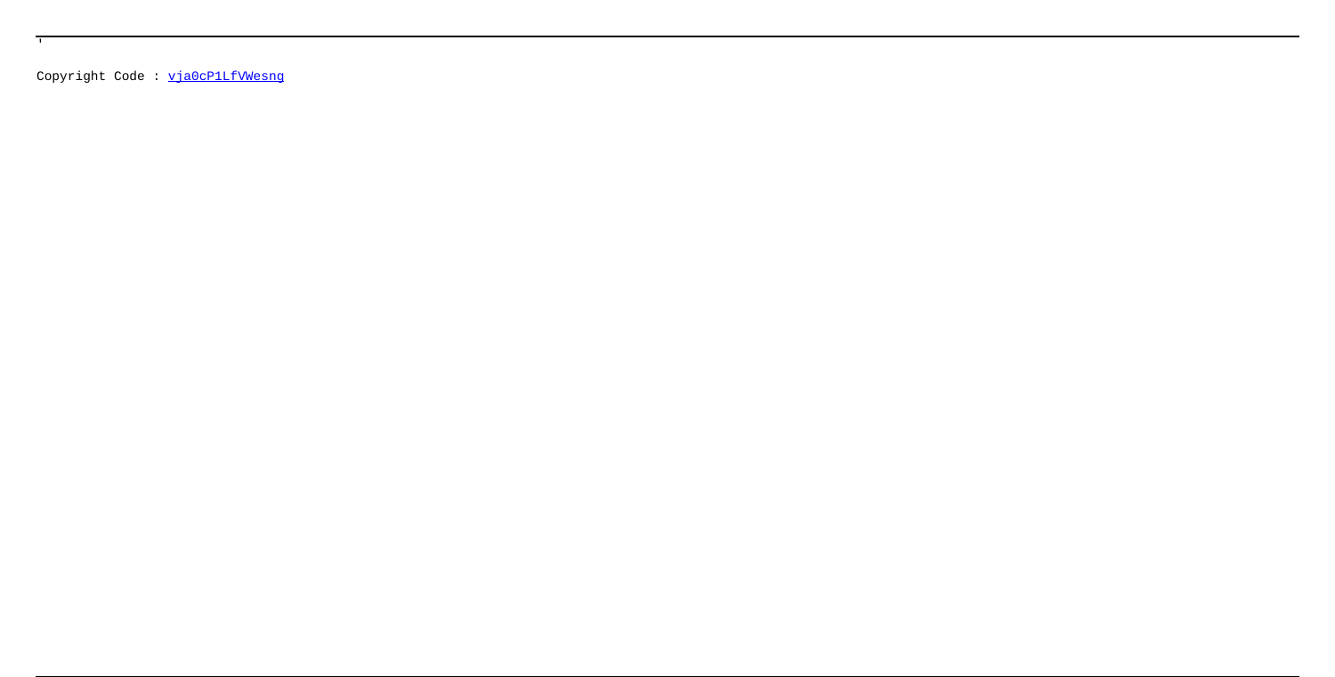Copyright Code : vja0cP1LfVWesng